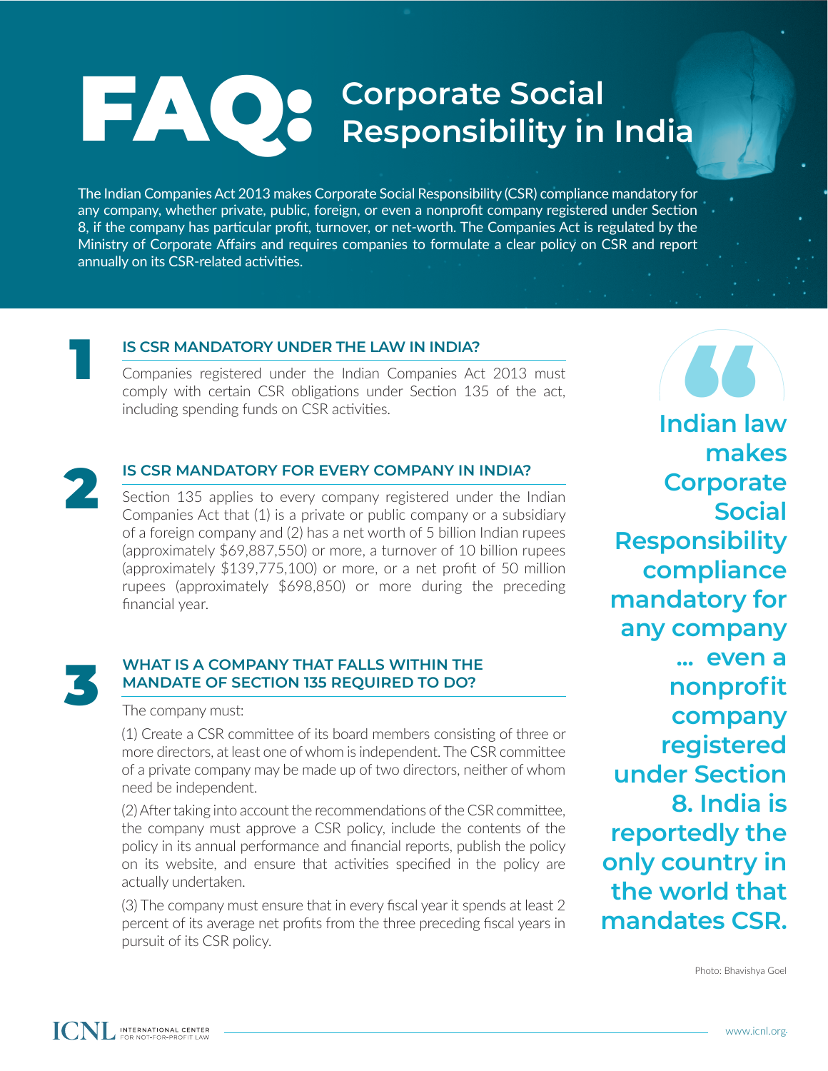# FAQ: Corporate Social Responsibility in India

The Indian Companies Act 2013 makes Corporate Social Responsibility (CSR) compliance mandatory for any company, whether private, public, foreign, or even a nonprofit company registered under Section 8, if the company has particular profit, turnover, or net-worth. The Companies Act is regulated by the Ministry of Corporate Affairs and requires companies to formulate a clear policy on CSR and report annually on its CSR-related activities.

## 1 IS CSR MANDATORY UNDER THE LAW IN INDIA?

Companies registered under the Indian Companies Act 2013 must comply with certain CSR obligations under Section 135 of the act, including spending funds on CSR activities.

## 2 IS CSR MANDATORY FOR EVERY COMPANY IN INDIA?

Section 135 applies to every company registered under the Indian Companies Act that (1) is a private or public company or a subsidiary of a foreign company and (2) has a net worth of 5 billion Indian rupees (approximately $69,887,550) or more, a turnover of 10 billion rupees (approximately $139,775,100) or more, or a net profit of 50 million rupees (approximately $698,850) or more during the preceding financial year.

## 3 WHAT IS A COMPANY THAT FALLS WITHIN THE MANDATE OF SECTION 135 REQUIRED TO DO?

The company must:

(1) Create a CSR committee of its board members consisting of three or more directors, at least one of whom is independent. The CSR committee of a private company may be made up of two directors, neither of whom need be independent.

(2) After taking into account the recommendations of the CSR committee, the company must approve a CSR policy, include the contents of the policy in its annual performance and financial reports, publish the policy on its website, and ensure that activities specified in the policy are actually undertaken.

(3) The company must ensure that in every fiscal year it spends at least 2 percent of its average net profits from the three preceding fiscal years in pursuit of its CSR policy.

> **Indian law makes Corporate Social Responsibility compliance mandatory for any company … even a nonprofit company registered under Section 8. India is reportedly the only country in the world that mandates CSR.**

Photo: Bhavishya Goel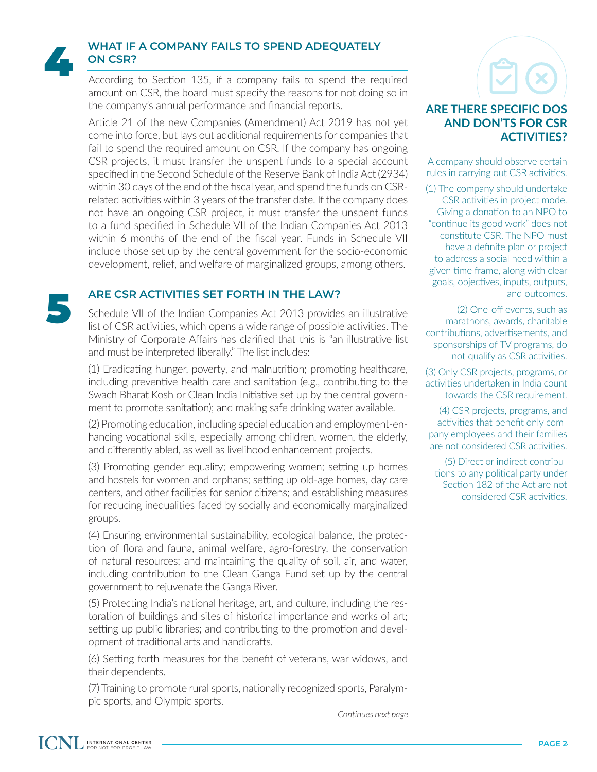## 4 WHAT IF A COMPANY FAILS TO SPEND ADEQUATELY ON CSR?

According to Section 135, if a company fails to spend the required amount on CSR, the board must specify the reasons for not doing so in the company's annual performance and financial reports.

Article 21 of the new Companies (Amendment) Act 2019 has not yet come into force, but lays out additional requirements for companies that fail to spend the required amount on CSR. If the company has ongoing CSR projects, it must transfer the unspent funds to a special account specified in the Second Schedule of the Reserve Bank of India Act (2934) within 30 days of the end of the fiscal year, and spend the funds on CSR-related activities within 3 years of the transfer date. If the company does not have an ongoing CSR project, it must transfer the unspent funds to a fund specified in Schedule VII of the Indian Companies Act 2013 within 6 months of the end of the fiscal year. Funds in Schedule VII include those set up by the central government for the socio-economic development, relief, and welfare of marginalized groups, among others.

## 5 ARE CSR ACTIVITIES SET FORTH IN THE LAW?

Schedule VII of the Indian Companies Act 2013 provides an illustrative list of CSR activities, which opens a wide range of possible activities. The Ministry of Corporate Affairs has clarified that this is "an illustrative list and must be interpreted liberally." The list includes:

(1) Eradicating hunger, poverty, and malnutrition; promoting healthcare, including preventive health care and sanitation (e.g., contributing to the Swach Bharat Kosh or Clean India Initiative set up by the central government to promote sanitation); and making safe drinking water available.

(2) Promoting education, including special education and employment-enhancing vocational skills, especially among children, women, the elderly, and differently abled, as well as livelihood enhancement projects.

(3) Promoting gender equality; empowering women; setting up homes and hostels for women and orphans; setting up old-age homes, day care centers, and other facilities for senior citizens; and establishing measures for reducing inequalities faced by socially and economically marginalized groups.

(4) Ensuring environmental sustainability, ecological balance, the protection of flora and fauna, animal welfare, agro-forestry, the conservation of natural resources; and maintaining the quality of soil, air, and water, including contribution to the Clean Ganga Fund set up by the central government to rejuvenate the Ganga River.

(5) Protecting India's national heritage, art, and culture, including the restoration of buildings and sites of historical importance and works of art; setting up public libraries; and contributing to the promotion and development of traditional arts and handicrafts.

(6) Setting forth measures for the benefit of veterans, war widows, and their dependents.

(7) Training to promote rural sports, nationally recognized sports, Paralympic sports, and Olympic sports.

*Continues next page*

### ARE THERE SPECIFIC DOS AND DON'TS FOR CSR ACTIVITIES?

A company should observe certain rules in carrying out CSR activities.

(1) The company should undertake CSR activities in project mode. Giving a donation to an NPO to "continue its good work" does not constitute CSR. The NPO must have a definite plan or project to address a social need within a given time frame, along with clear goals, objectives, inputs, outputs, and outcomes.

(2) One-off events, such as marathons, awards, charitable contributions, advertisements, and sponsorships of TV programs, do not qualify as CSR activities.

(3) Only CSR projects, programs, or activities undertaken in India count towards the CSR requirement.

(4) CSR projects, programs, and activities that benefit only company employees and their families are not considered CSR activities.

(5) Direct or indirect contributions to any political party under Section 182 of the Act are not considered CSR activities.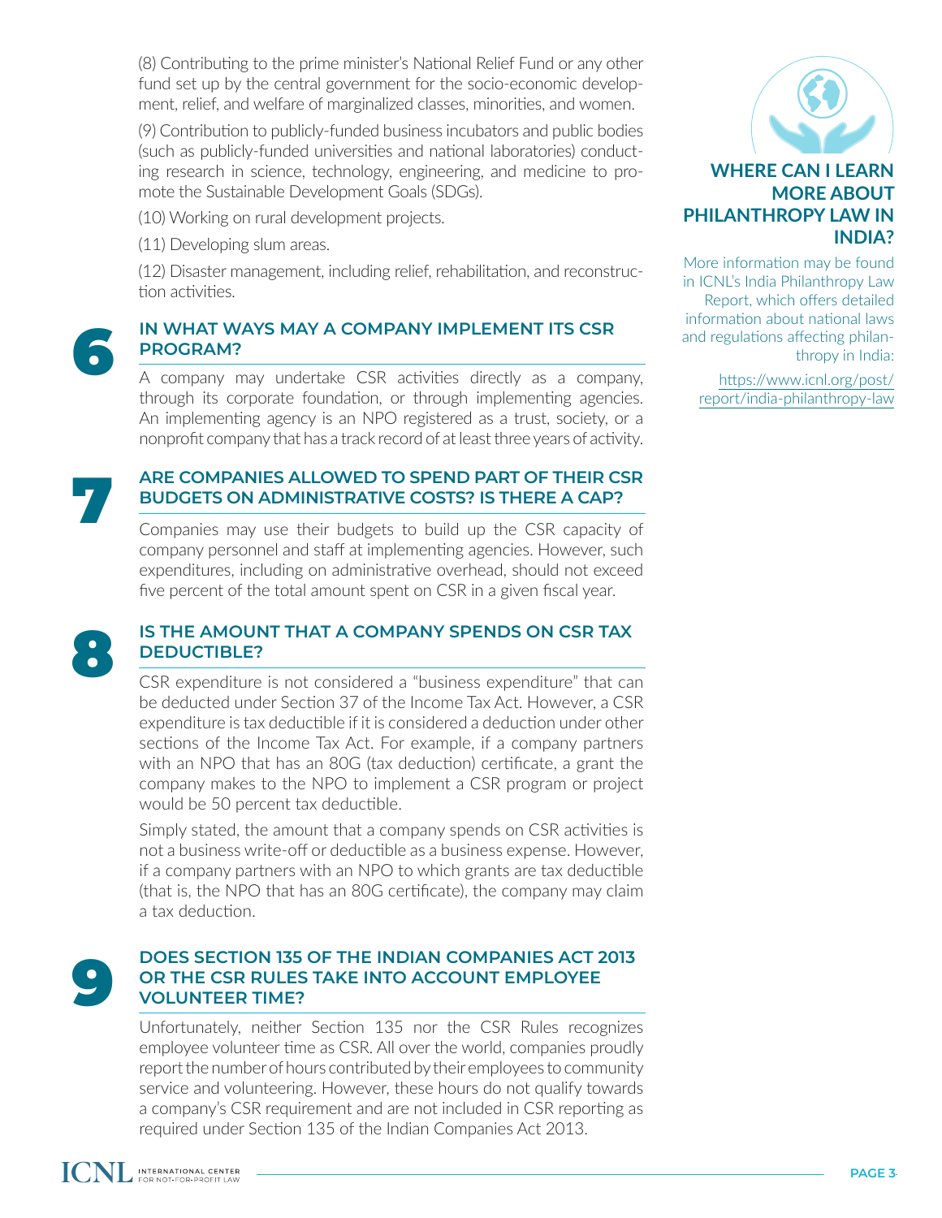(8) Contributing to the prime minister's National Relief Fund or any other fund set up by the central government for the socio-economic development, relief, and welfare of marginalized classes, minorities, and women.

(9) Contribution to publicly-funded business incubators and public bodies (such as publicly-funded universities and national laboratories) conducting research in science, technology, engineering, and medicine to promote the Sustainable Development Goals (SDGs).

(10) Working on rural development projects.

(11) Developing slum areas.

(12) Disaster management, including relief, rehabilitation, and reconstruction activities.

## 6 IN WHAT WAYS MAY A COMPANY IMPLEMENT ITS CSR PROGRAM?

A company may undertake CSR activities directly as a company, through its corporate foundation, or through implementing agencies. An implementing agency is an NPO registered as a trust, society, or a nonprofit company that has a track record of at least three years of activity.

## 7 ARE COMPANIES ALLOWED TO SPEND PART OF THEIR CSR BUDGETS ON ADMINISTRATIVE COSTS? IS THERE A CAP?

Companies may use their budgets to build up the CSR capacity of company personnel and staff at implementing agencies. However, such expenditures, including on administrative overhead, should not exceed five percent of the total amount spent on CSR in a given fiscal year.

## 8 IS THE AMOUNT THAT A COMPANY SPENDS ON CSR TAX DEDUCTIBLE?

CSR expenditure is not considered a "business expenditure" that can be deducted under Section 37 of the Income Tax Act. However, a CSR expenditure is tax deductible if it is considered a deduction under other sections of the Income Tax Act. For example, if a company partners with an NPO that has an 80G (tax deduction) certificate, a grant the company makes to the NPO to implement a CSR program or project would be 50 percent tax deductible.

Simply stated, the amount that a company spends on CSR activities is not a business write-off or deductible as a business expense. However, if a company partners with an NPO to which grants are tax deductible (that is, the NPO that has an 80G certificate), the company may claim a tax deduction.

## 9 DOES SECTION 135 OF THE INDIAN COMPANIES ACT 2013 OR THE CSR RULES TAKE INTO ACCOUNT EMPLOYEE VOLUNTEER TIME?

Unfortunately, neither Section 135 nor the CSR Rules recognizes employee volunteer time as CSR. All over the world, companies proudly report the number of hours contributed by their employees to community service and volunteering. However, these hours do not qualify towards a company's CSR requirement and are not included in CSR reporting as required under Section 135 of the Indian Companies Act 2013.

### WHERE CAN I LEARN MORE ABOUT PHILANTHROPY LAW IN INDIA?

More information may be found in ICNL's India Philanthropy Law Report, which offers detailed information about national laws and regulations affecting philanthropy in India:

https://www.icnl.org/post/report/india-philanthropy-law